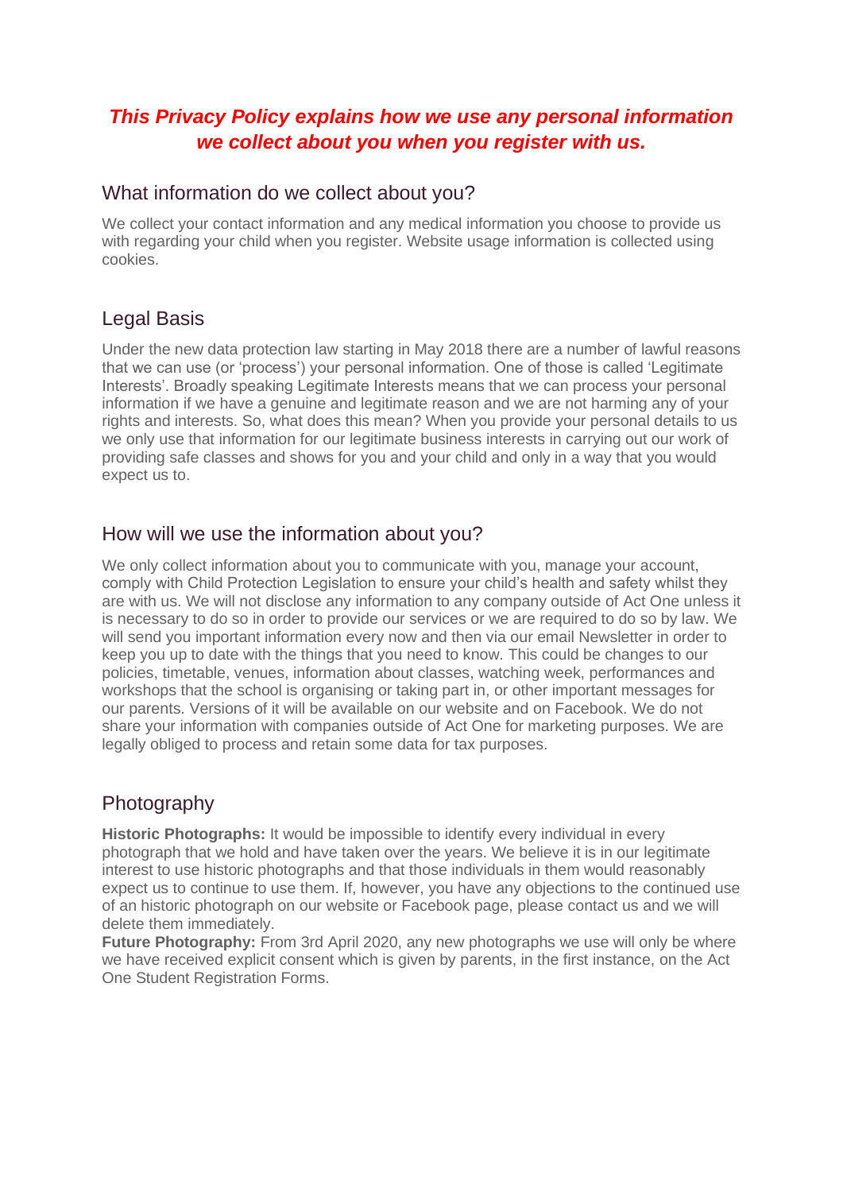***This Privacy Policy explains how we use any personal information we collect about you when you register with us.***

## What information do we collect about you?

We collect your contact information and any medical information you choose to provide us with regarding your child when you register. Website usage information is collected using cookies.

## Legal Basis

Under the new data protection law starting in May 2018 there are a number of lawful reasons that we can use (or 'process') your personal information. One of those is called 'Legitimate Interests'. Broadly speaking Legitimate Interests means that we can process your personal information if we have a genuine and legitimate reason and we are not harming any of your rights and interests. So, what does this mean? When you provide your personal details to us we only use that information for our legitimate business interests in carrying out our work of providing safe classes and shows for you and your child and only in a way that you would expect us to.

## How will we use the information about you?

We only collect information about you to communicate with you, manage your account, comply with Child Protection Legislation to ensure your child's health and safety whilst they are with us. We will not disclose any information to any company outside of Act One unless it is necessary to do so in order to provide our services or we are required to do so by law. We will send you important information every now and then via our email Newsletter in order to keep you up to date with the things that you need to know. This could be changes to our policies, timetable, venues, information about classes, watching week, performances and workshops that the school is organising or taking part in, or other important messages for our parents. Versions of it will be available on our website and on Facebook. We do not share your information with companies outside of Act One for marketing purposes. We are legally obliged to process and retain some data for tax purposes.

## Photography

**Historic Photographs:** It would be impossible to identify every individual in every photograph that we hold and have taken over the years. We believe it is in our legitimate interest to use historic photographs and that those individuals in them would reasonably expect us to continue to use them. If, however, you have any objections to the continued use of an historic photograph on our website or Facebook page, please contact us and we will delete them immediately.
**Future Photography:** From 3rd April 2020, any new photographs we use will only be where we have received explicit consent which is given by parents, in the first instance, on the Act One Student Registration Forms.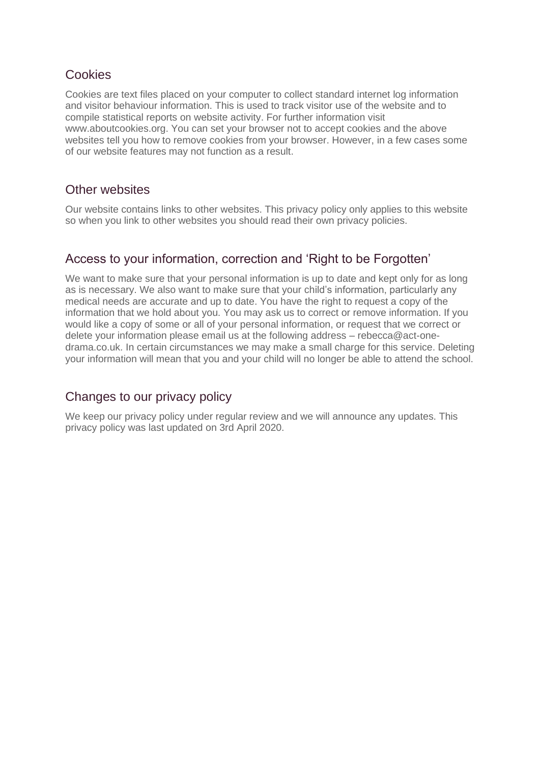## Cookies

Cookies are text files placed on your computer to collect standard internet log information and visitor behaviour information. This is used to track visitor use of the website and to compile statistical reports on website activity. For further information visit www.aboutcookies.org. You can set your browser not to accept cookies and the above websites tell you how to remove cookies from your browser. However, in a few cases some of our website features may not function as a result.

## Other websites

Our website contains links to other websites. This privacy policy only applies to this website so when you link to other websites you should read their own privacy policies.

## Access to your information, correction and 'Right to be Forgotten'

We want to make sure that your personal information is up to date and kept only for as long as is necessary. We also want to make sure that your child's information, particularly any medical needs are accurate and up to date. You have the right to request a copy of the information that we hold about you. You may ask us to correct or remove information. If you would like a copy of some or all of your personal information, or request that we correct or delete your information please email us at the following address – rebecca@act-one-drama.co.uk. In certain circumstances we may make a small charge for this service. Deleting your information will mean that you and your child will no longer be able to attend the school.

## Changes to our privacy policy

We keep our privacy policy under regular review and we will announce any updates. This privacy policy was last updated on 3rd April 2020.